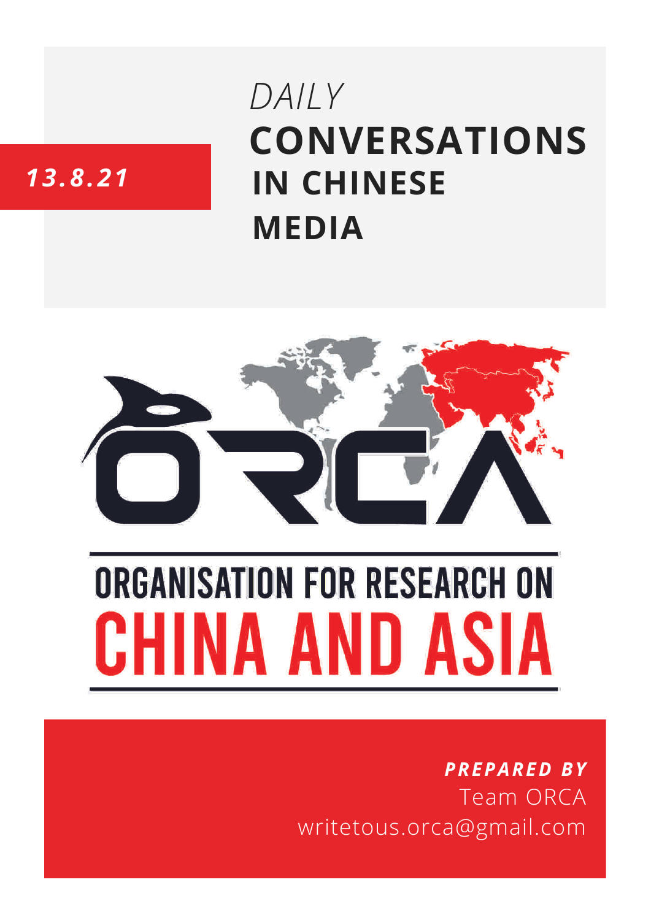*13.8.21*

# *DAILY* CONVERSATIONS IN CHINESE MEDIA

ORCA

ORGANISATION FOR RESEARCH ON CHINA AND ASIA

***PREPARED BY***
Team ORCA
writetous.orca@gmail.com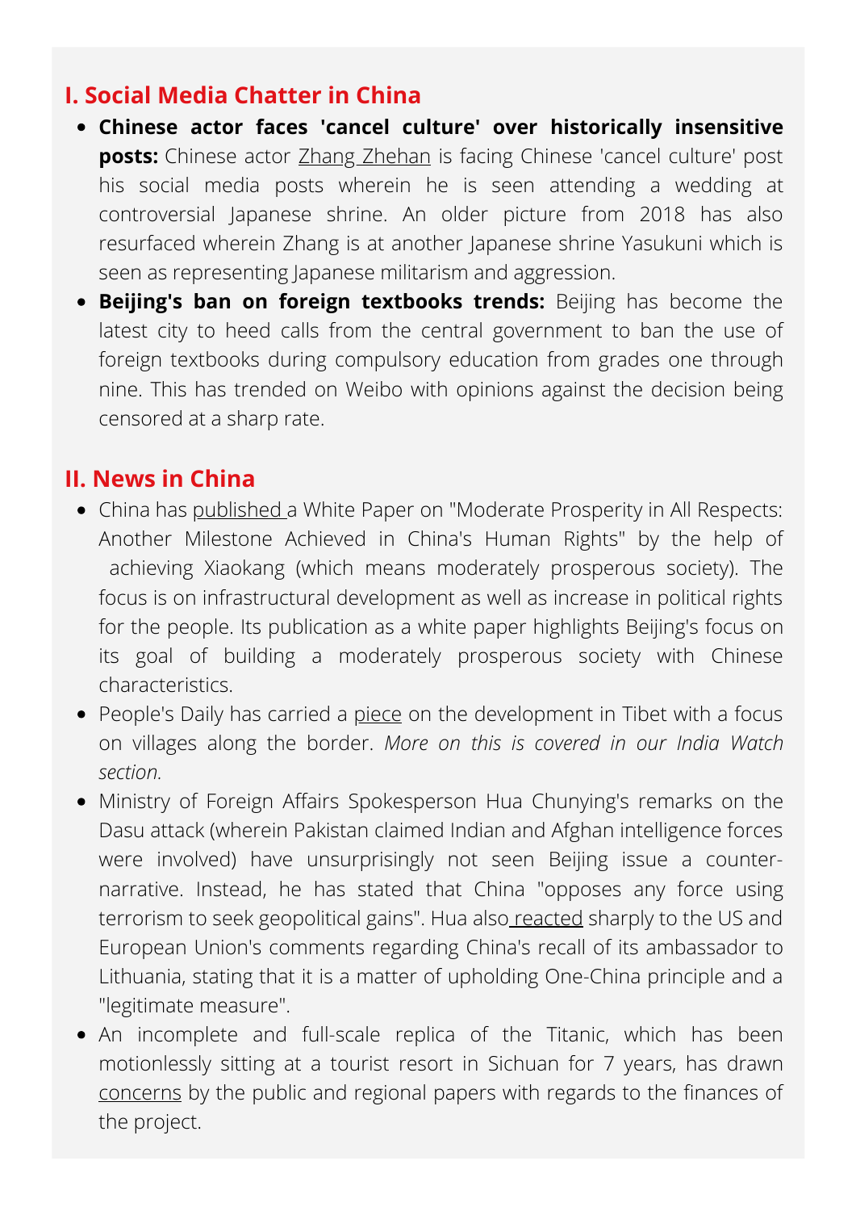## I. Social Media Chatter in China

- **Chinese actor faces 'cancel culture' over historically insensitive posts:** Chinese actor Zhang Zhehan is facing Chinese 'cancel culture' post his social media posts wherein he is seen attending a wedding at controversial Japanese shrine. An older picture from 2018 has also resurfaced wherein Zhang is at another Japanese shrine Yasukuni which is seen as representing Japanese militarism and aggression.
- **Beijing's ban on foreign textbooks trends:** Beijing has become the latest city to heed calls from the central government to ban the use of foreign textbooks during compulsory education from grades one through nine. This has trended on Weibo with opinions against the decision being censored at a sharp rate.

## II. News in China

- China has published a White Paper on "Moderate Prosperity in All Respects: Another Milestone Achieved in China's Human Rights" by the help of achieving Xiaokang (which means moderately prosperous society). The focus is on infrastructural development as well as increase in political rights for the people. Its publication as a white paper highlights Beijing's focus on its goal of building a moderately prosperous society with Chinese characteristics.
- People's Daily has carried a piece on the development in Tibet with a focus on villages along the border. *More on this is covered in our India Watch section.*
- Ministry of Foreign Affairs Spokesperson Hua Chunying's remarks on the Dasu attack (wherein Pakistan claimed Indian and Afghan intelligence forces were involved) have unsurprisingly not seen Beijing issue a counter-narrative. Instead, he has stated that China "opposes any force using terrorism to seek geopolitical gains". Hua also reacted sharply to the US and European Union's comments regarding China's recall of its ambassador to Lithuania, stating that it is a matter of upholding One-China principle and a "legitimate measure".
- An incomplete and full-scale replica of the Titanic, which has been motionlessly sitting at a tourist resort in Sichuan for 7 years, has drawn concerns by the public and regional papers with regards to the finances of the project.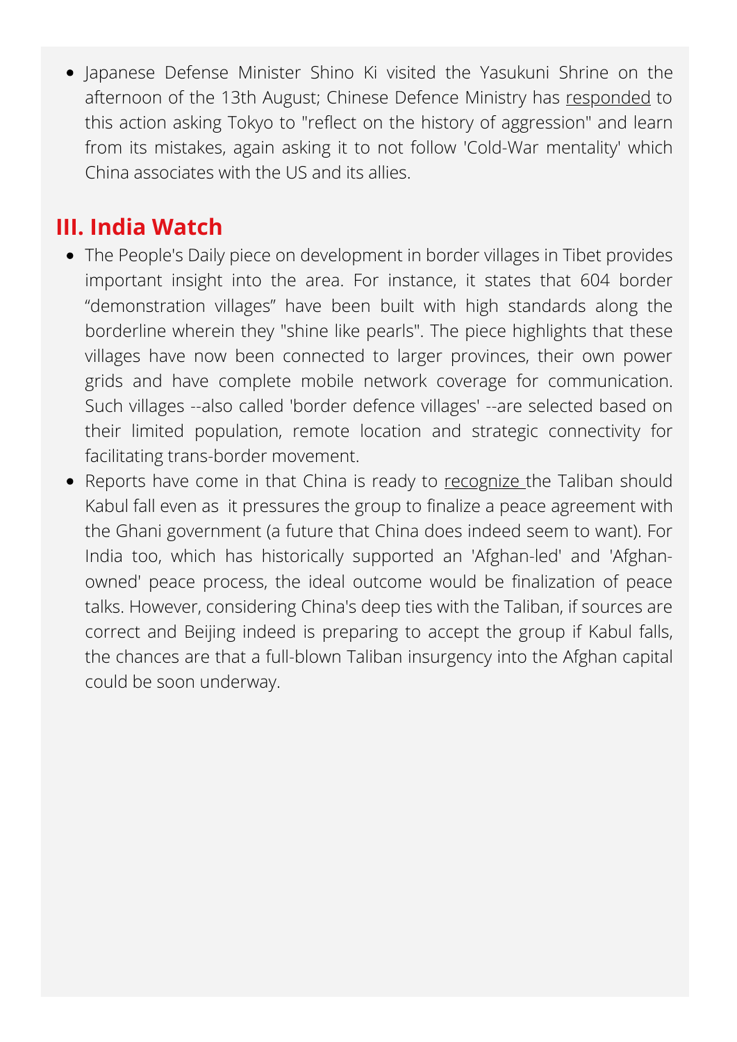- Japanese Defense Minister Shino Ki visited the Yasukuni Shrine on the afternoon of the 13th August; Chinese Defence Ministry has responded to this action asking Tokyo to "reflect on the history of aggression" and learn from its mistakes, again asking it to not follow 'Cold-War mentality' which China associates with the US and its allies.

## III. India Watch

- The People's Daily piece on development in border villages in Tibet provides important insight into the area. For instance, it states that 604 border “demonstration villages” have been built with high standards along the borderline wherein they "shine like pearls". The piece highlights that these villages have now been connected to larger provinces, their own power grids and have complete mobile network coverage for communication. Such villages --also called 'border defence villages' --are selected based on their limited population, remote location and strategic connectivity for facilitating trans-border movement.
- Reports have come in that China is ready to recognize the Taliban should Kabul fall even as it pressures the group to finalize a peace agreement with the Ghani government (a future that China does indeed seem to want). For India too, which has historically supported an 'Afghan-led' and 'Afghan-owned' peace process, the ideal outcome would be finalization of peace talks. However, considering China's deep ties with the Taliban, if sources are correct and Beijing indeed is preparing to accept the group if Kabul falls, the chances are that a full-blown Taliban insurgency into the Afghan capital could be soon underway.